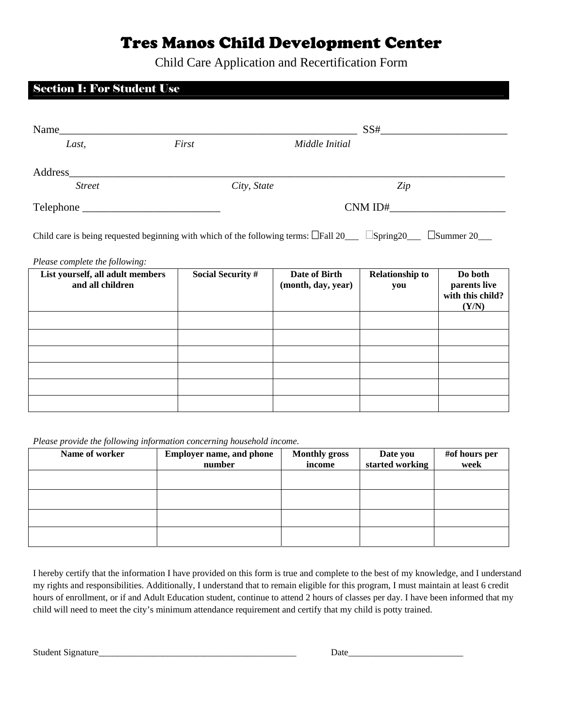# Tres Manos Child Development Center

Child Care Application and Recertification Form

## Section I: For Student Use

Name__________________________________________________________ SS#_______________________

*Last,* *First* *Middle Initial*

Address_____________________________________________________________________________________

*Street* *City, State* *Zip*

Telephone _________________________ CNM ID#_____________________

Child care is being requested beginning with which of the following terms: ☐Fall 20___ ☐Spring20___ ☐Summer 20___

*Please complete the following:*

| List yourself, all adult members and all children | Social Security # | Date of Birth (month, day, year) | Relationship to you | Do both parents live with this child? (Y/N) |
|---|---|---|---|---|
| | | | | |
| | | | | |
| | | | | |
| | | | | |
| | | | | |
| | | | | |

*Please provide the following information concerning household income.*

| Name of worker | Employer name, and phone number | Monthly gross income | Date you started working | #of hours per week |
|---|---|---|---|---|
| | | | | |
| | | | | |
| | | | | |
| | | | | |

I hereby certify that the information I have provided on this form is true and complete to the best of my knowledge, and I understand my rights and responsibilities. Additionally, I understand that to remain eligible for this program, I must maintain at least 6 credit hours of enrollment, or if and Adult Education student, continue to attend 2 hours of classes per day. I have been informed that my child will need to meet the city's minimum attendance requirement and certify that my child is potty trained.

Student Signature____________________________________________ Date_________________________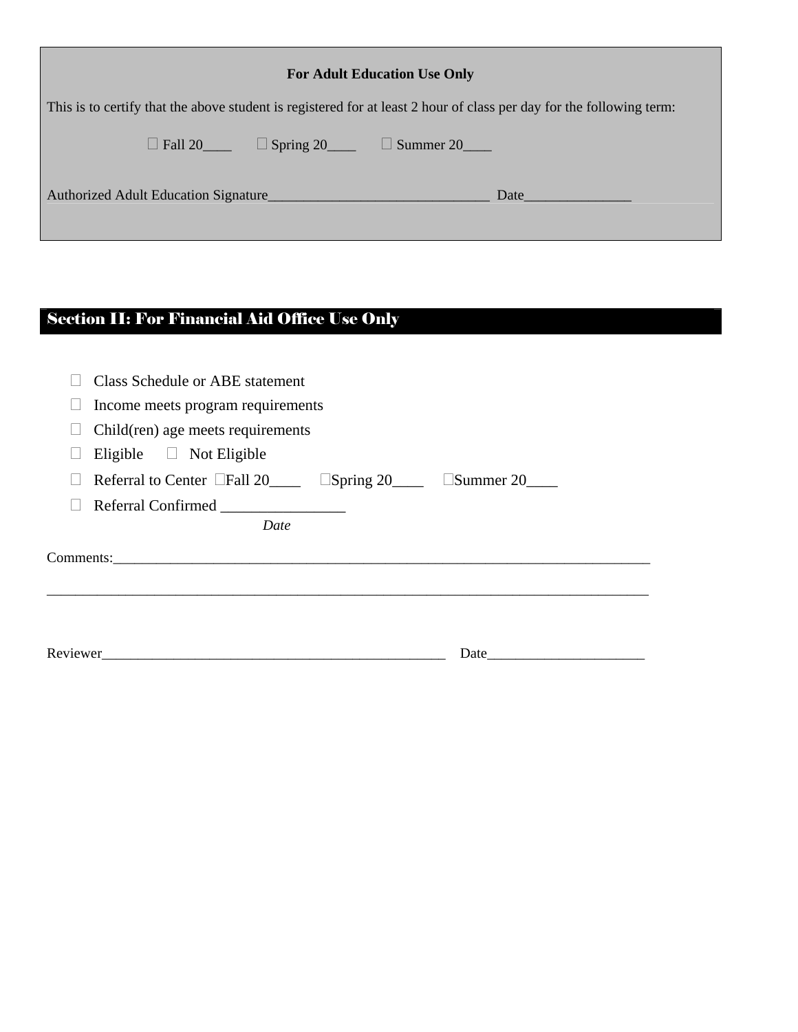**For Adult Education Use Only**

This is to certify that the above student is registered for at least 2 hour of class per day for the following term:

☐ Fall 20____ ☐ Spring 20____ ☐ Summer 20____

Authorized Adult Education Signature______________________________ Date_______________

## Section II: For Financial Aid Office Use Only

- ☐ Class Schedule or ABE statement
- ☐ Income meets program requirements
- ☐ Child(ren) age meets requirements
- ☐ Eligible ☐ Not Eligible
- ☐ Referral to Center ☐Fall 20____ ☐Spring 20____ ☐Summer 20____
- ☐ Referral Confirmed ________________
  *Date*

Comments:______________________________________________________________________________

________________________________________________________________________________________

Reviewer__________________________________________________ Date______________________